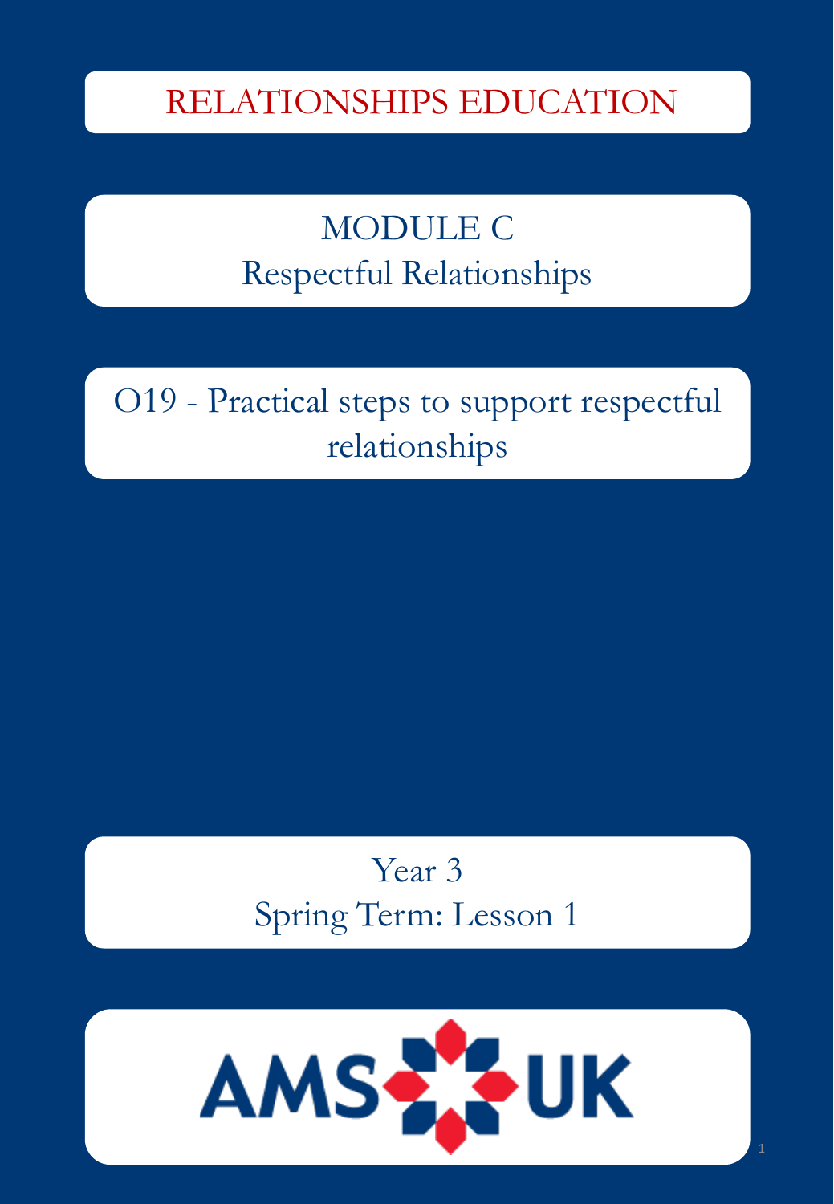# RELATIONSHIPS EDUCATION

## MODULE C
## Respectful Relationships

## O19 - Practical steps to support respectful relationships

Year 3
Spring Term: Lesson 1

AMS UK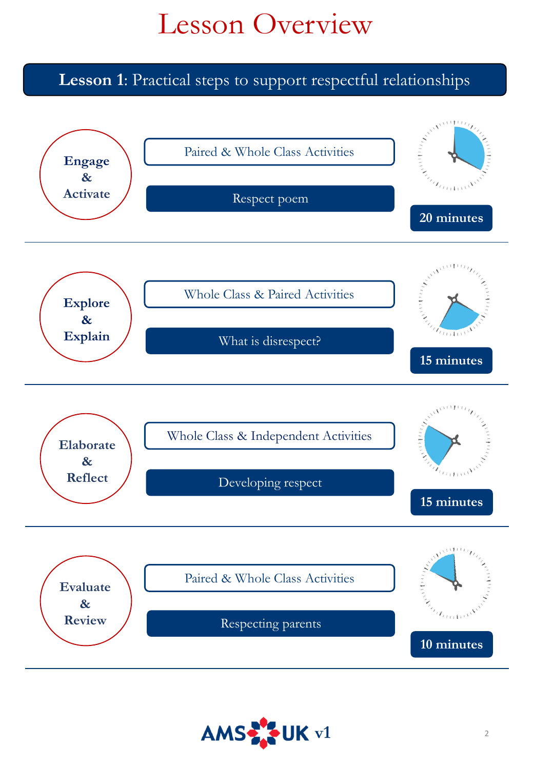# Lesson Overview

**Lesson 1**: Practical steps to support respectful relationships

| Stage | Activity Type | Activity | Time |
| --- | --- | --- | --- |
| **Engage & Activate** | Paired & Whole Class Activities | Respect poem | **20 minutes** |
| **Explore & Explain** | Whole Class & Paired Activities | What is disrespect? | **15 minutes** |
| **Elaborate & Reflect** | Whole Class & Independent Activities | Developing respect | **15 minutes** |
| **Evaluate & Review** | Paired & Whole Class Activities | Respecting parents | **10 minutes** |

AMS UK v1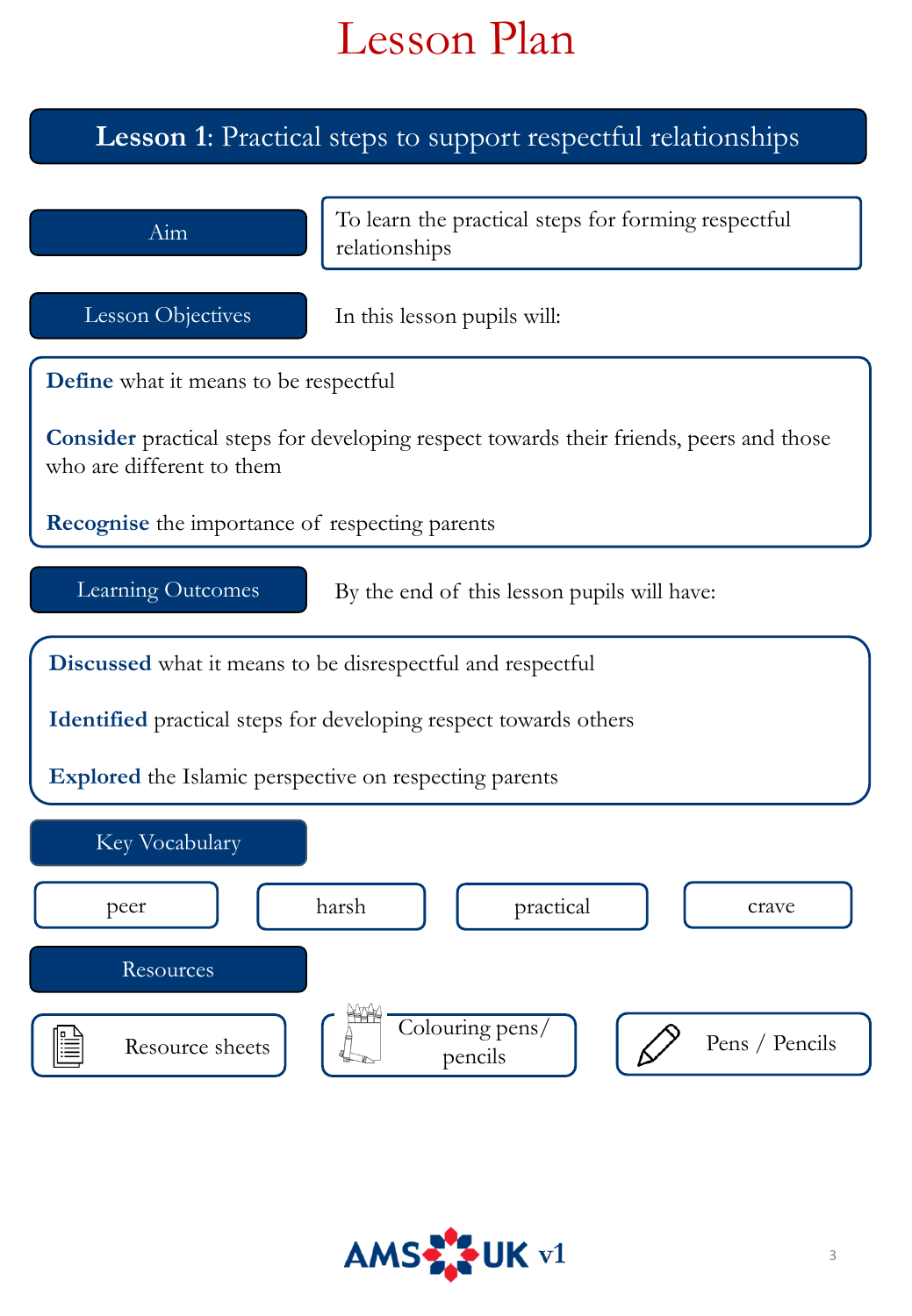# Lesson Plan

## **Lesson 1**: Practical steps to support respectful relationships

**Aim**

To learn the practical steps for forming respectful relationships

**Lesson Objectives**

In this lesson pupils will:

**Define** what it means to be respectful

**Consider** practical steps for developing respect towards their friends, peers and those who are different to them

**Recognise** the importance of respecting parents

**Learning Outcomes**

By the end of this lesson pupils will have:

**Discussed** what it means to be disrespectful and respectful

**Identified** practical steps for developing respect towards others

**Explored** the Islamic perspective on respecting parents

**Key Vocabulary**

- peer
- harsh
- practical
- crave

**Resources**

- Resource sheets
- Colouring pens/ pencils
- Pens / Pencils

AMS UK v1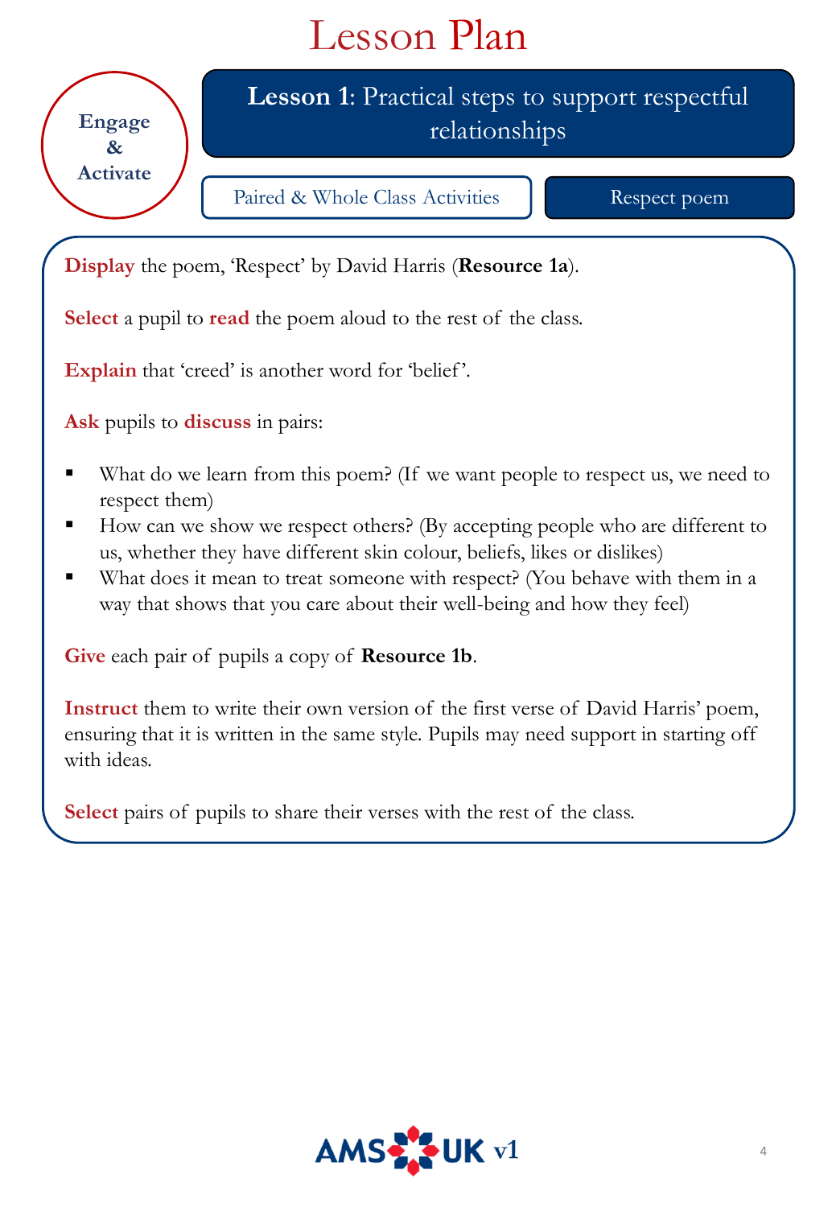# Lesson Plan

**Engage & Activate**

## **Lesson 1**: Practical steps to support respectful relationships

Paired & Whole Class Activities

Respect poem

**Display** the poem, 'Respect' by David Harris (**Resource 1a**).

**Select** a pupil to **read** the poem aloud to the rest of the class.

**Explain** that 'creed' is another word for 'belief'.

**Ask** pupils to **discuss** in pairs:

- What do we learn from this poem? (If we want people to respect us, we need to respect them)
- How can we show we respect others? (By accepting people who are different to us, whether they have different skin colour, beliefs, likes or dislikes)
- What does it mean to treat someone with respect? (You behave with them in a way that shows that you care about their well-being and how they feel)

**Give** each pair of pupils a copy of **Resource 1b**.

**Instruct** them to write their own version of the first verse of David Harris' poem, ensuring that it is written in the same style. Pupils may need support in starting off with ideas.

**Select** pairs of pupils to share their verses with the rest of the class.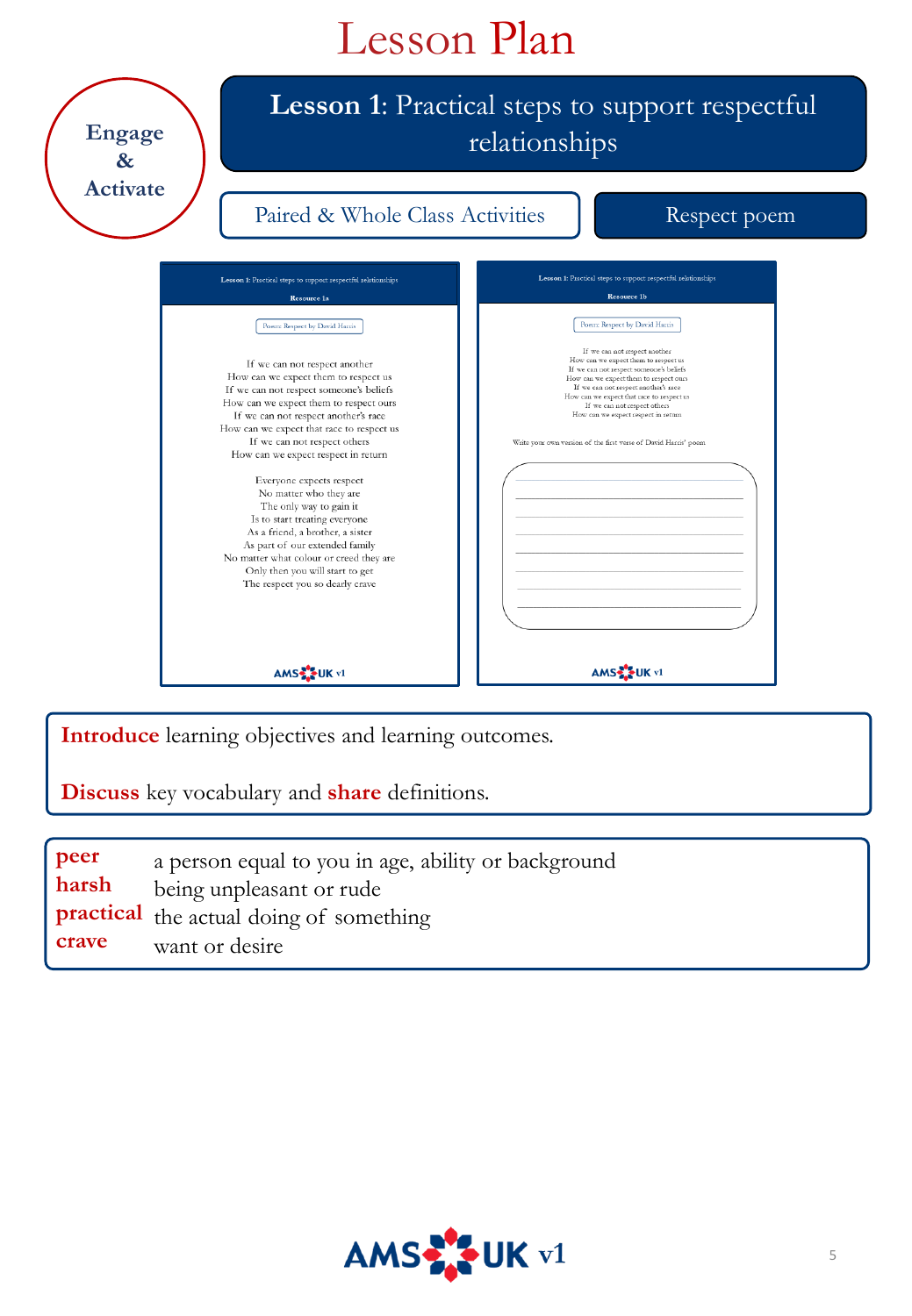# Lesson Plan

**Engage & Activate**

## **Lesson 1**: Practical steps to support respectful relationships

Paired & Whole Class Activities

Respect poem

**Lesson 1: Practical steps to support respectful relationships**

**Resource 1a**

Poem: Respect by David Harris

If we can not respect another
How can we expect them to respect us
If we can not respect someone's beliefs
How can we expect them to respect ours
If we can not respect another's race
How can we expect that race to respect us
If we can not respect others
How can we expect respect in return

Everyone expects respect
No matter who they are
The only way to gain it
Is to start treating everyone
As a friend, a brother, a sister
As part of our extended family
No matter what colour or creed they are
Only then you will start to get
The respect you so dearly crave

**Lesson 1: Practical steps to support respectful relationships**

**Resource 1b**

Poem: Respect by David Harris

If we can not respect another
How can we expect them to respect us
If we can not respect someone's beliefs
How can we expect them to respect ours
If we can not respect another's race
How can we expect that race to respect us
If we can not respect others
How can we expect respect in return

Write your own version of the first verse of David Harris' poem

**Introduce** learning objectives and learning outcomes.

**Discuss** key vocabulary and **share** definitions.

**peer** a person equal to you in age, ability or background
**harsh** being unpleasant or rude
**practical** the actual doing of something
**crave** want or desire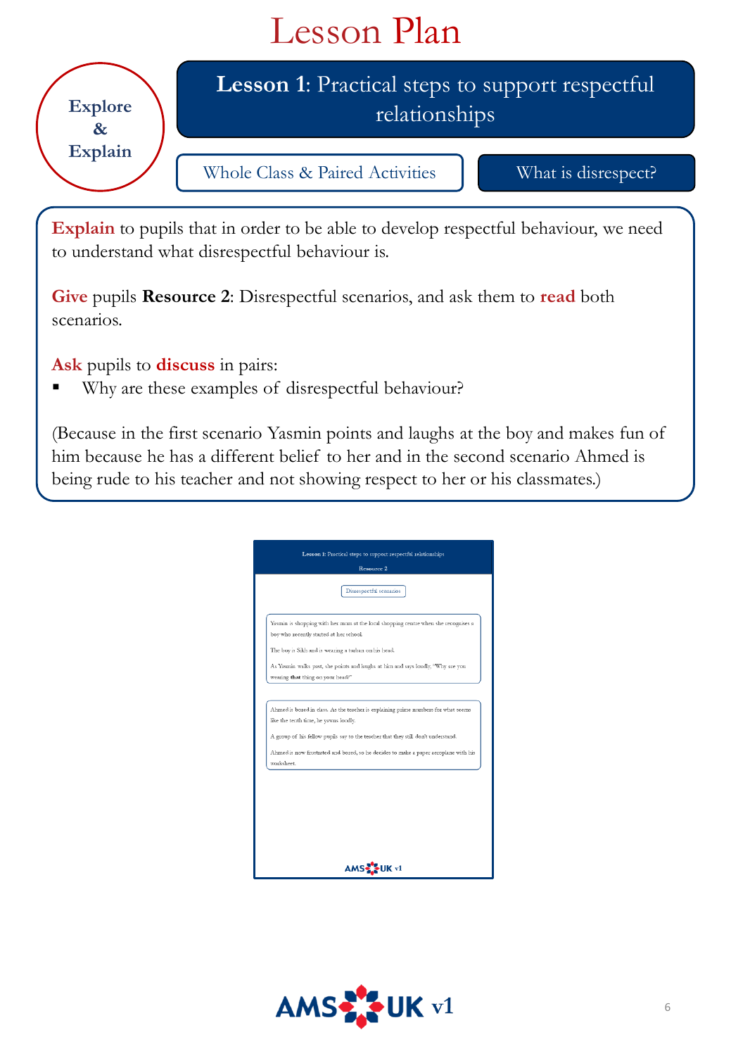# Lesson Plan

**Explore & Explain**

## **Lesson 1**: Practical steps to support respectful relationships

Whole Class & Paired Activities

What is disrespect?

**Explain** to pupils that in order to be able to develop respectful behaviour, we need to understand what disrespectful behaviour is.

**Give** pupils **Resource 2**: Disrespectful scenarios, and ask them to **read** both scenarios.

**Ask** pupils to **discuss** in pairs:

- Why are these examples of disrespectful behaviour?

(Because in the first scenario Yasmin points and laughs at the boy and makes fun of him because he has a different belief to her and in the second scenario Ahmed is being rude to his teacher and not showing respect to her or his classmates.)

**Lesson 1**: Practical steps to support respectful relationships

Resource 2

Disrespectful scenarios

Yasmin is shopping with her mum at the local shopping centre when she recognises a boy who recently started at her school.

The boy is Sikh and is wearing a turban on his head.

As Yasmin walks past, she points and laughs at him and says loudly, "Why are you wearing **that** thing on your head?"

Ahmed is bored in class. As the teacher is explaining prime numbers for what seems like the tenth time, he yawns loudly.

A group of his fellow pupils say to the teacher that they still don't understand.

Ahmed is now frustrated and bored, so he decides to make a paper aeroplane with his worksheet.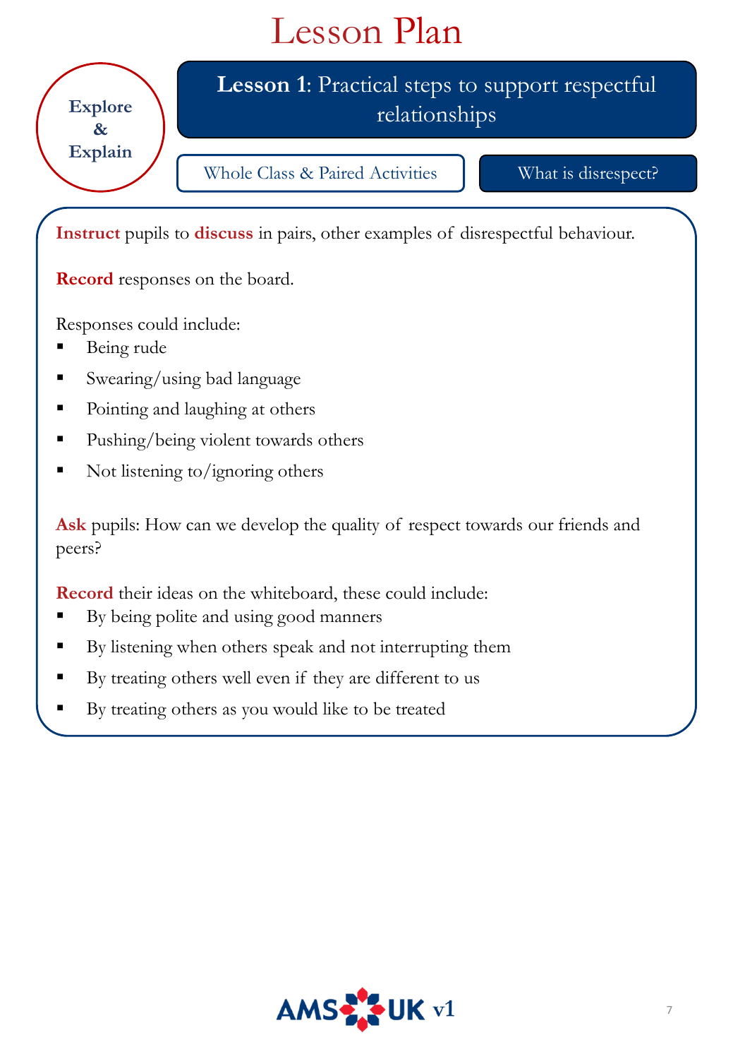# Lesson Plan

**Explore & Explain**

## **Lesson 1**: Practical steps to support respectful relationships

Whole Class & Paired Activities

What is disrespect?

**Instruct** pupils to **discuss** in pairs, other examples of disrespectful behaviour.

**Record** responses on the board.

Responses could include:

- Being rude
- Swearing/using bad language
- Pointing and laughing at others
- Pushing/being violent towards others
- Not listening to/ignoring others

**Ask** pupils: How can we develop the quality of respect towards our friends and peers?

**Record** their ideas on the whiteboard, these could include:

- By being polite and using good manners
- By listening when others speak and not interrupting them
- By treating others well even if they are different to us
- By treating others as you would like to be treated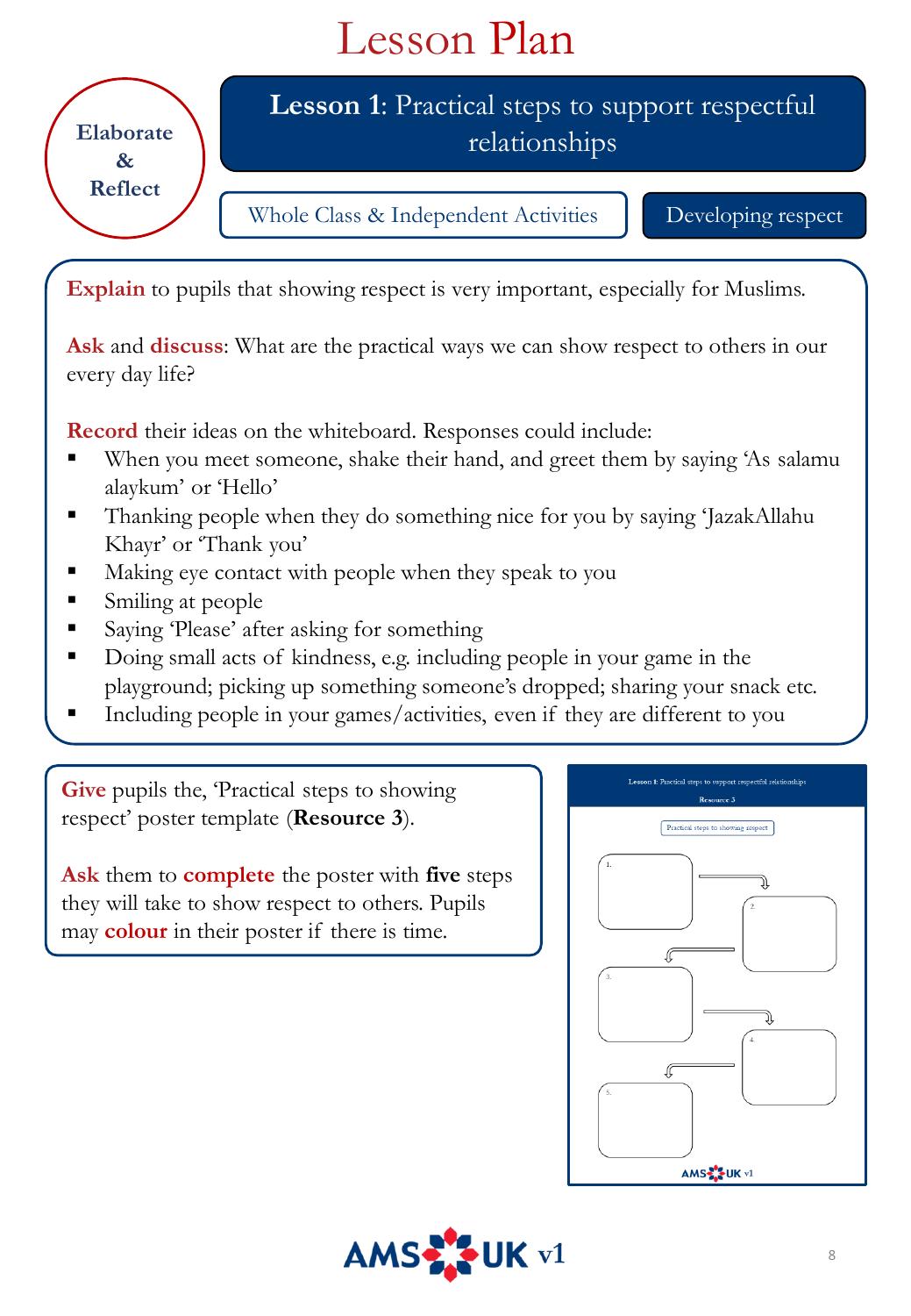# Lesson Plan

**Elaborate & Reflect**

## **Lesson 1**: Practical steps to support respectful relationships

Whole Class & Independent Activities

Developing respect

**Explain** to pupils that showing respect is very important, especially for Muslims.

**Ask** and **discuss**: What are the practical ways we can show respect to others in our every day life?

**Record** their ideas on the whiteboard. Responses could include:

- When you meet someone, shake their hand, and greet them by saying 'As salamu alaykum' or 'Hello'
- Thanking people when they do something nice for you by saying 'JazakAllahu Khayr' or 'Thank you'
- Making eye contact with people when they speak to you
- Smiling at people
- Saying 'Please' after asking for something
- Doing small acts of kindness, e.g. including people in your game in the playground; picking up something someone's dropped; sharing your snack etc.
- Including people in your games/activities, even if they are different to you

**Give** pupils the, 'Practical steps to showing respect' poster template (**Resource 3**).

**Ask** them to **complete** the poster with **five** steps they will take to show respect to others. Pupils may **colour** in their poster if there is time.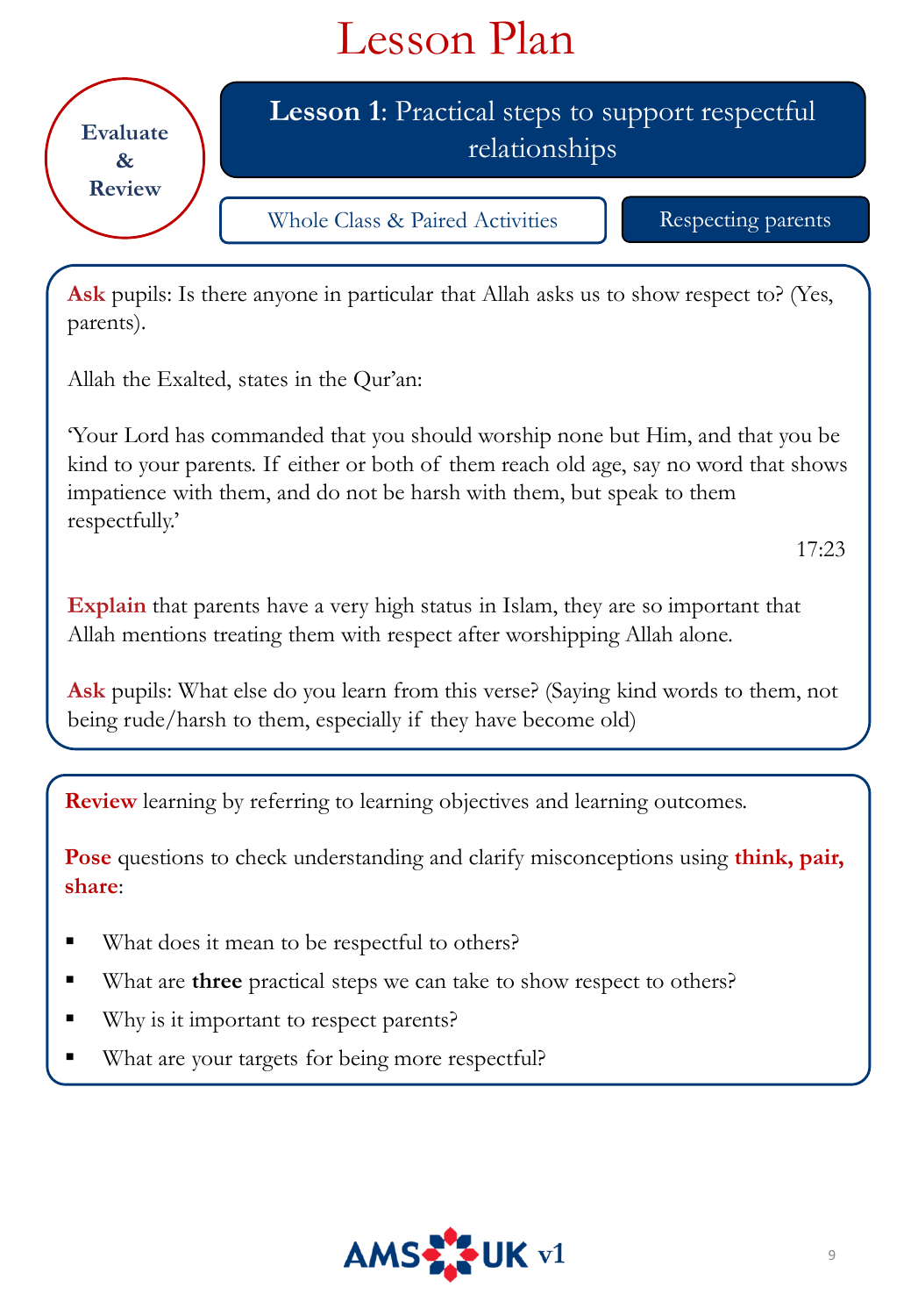# Lesson Plan

**Evaluate & Review**

## **Lesson 1**: Practical steps to support respectful relationships

Whole Class & Paired Activities | Respecting parents

**Ask** pupils: Is there anyone in particular that Allah asks us to show respect to? (Yes, parents).

Allah the Exalted, states in the Qur'an:

'Your Lord has commanded that you should worship none but Him, and that you be kind to your parents. If either or both of them reach old age, say no word that shows impatience with them, and do not be harsh with them, but speak to them respectfully.'

17:23

**Explain** that parents have a very high status in Islam, they are so important that Allah mentions treating them with respect after worshipping Allah alone.

**Ask** pupils: What else do you learn from this verse? (Saying kind words to them, not being rude/harsh to them, especially if they have become old)

**Review** learning by referring to learning objectives and learning outcomes.

**Pose** questions to check understanding and clarify misconceptions using **think, pair, share**:

- What does it mean to be respectful to others?
- What are **three** practical steps we can take to show respect to others?
- Why is it important to respect parents?
- What are your targets for being more respectful?

AMS UK v1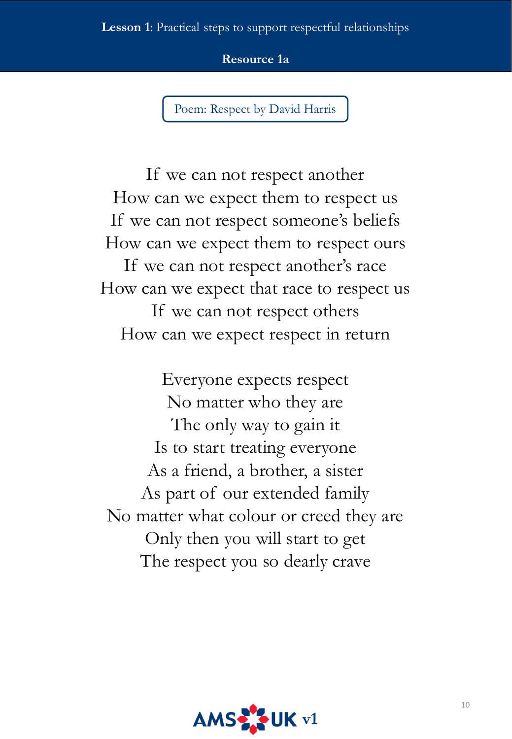**Lesson 1**: Practical steps to support respectful relationships

**Resource 1a**

Poem: Respect by David Harris

If we can not respect another
How can we expect them to respect us
If we can not respect someone's beliefs
How can we expect them to respect ours
If we can not respect another's race
How can we expect that race to respect us
If we can not respect others
How can we expect respect in return

Everyone expects respect
No matter who they are
The only way to gain it
Is to start treating everyone
As a friend, a brother, a sister
As part of our extended family
No matter what colour or creed they are
Only then you will start to get
The respect you so dearly crave

AMS UK v1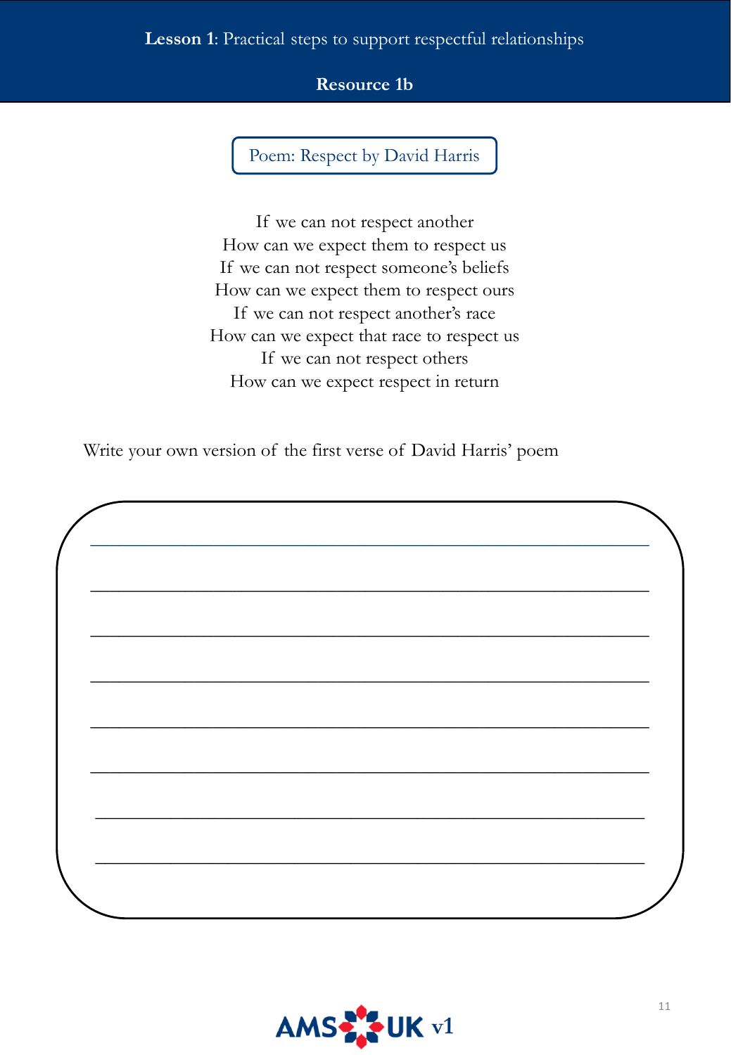**Lesson 1**: Practical steps to support respectful relationships

**Resource 1b**

## Poem: Respect by David Harris

If we can not respect another
How can we expect them to respect us
If we can not respect someone's beliefs
How can we expect them to respect ours
If we can not respect another's race
How can we expect that race to respect us
If we can not respect others
How can we expect respect in return

Write your own version of the first verse of David Harris' poem

\_\_\_\_\_\_\_\_\_\_\_\_\_\_\_\_\_\_\_\_\_\_\_\_\_\_\_\_\_\_\_\_\_\_\_\_\_\_\_\_\_\_\_\_\_\_\_\_\_\_\_\_

\_\_\_\_\_\_\_\_\_\_\_\_\_\_\_\_\_\_\_\_\_\_\_\_\_\_\_\_\_\_\_\_\_\_\_\_\_\_\_\_\_\_\_\_\_\_\_\_\_\_\_\_

\_\_\_\_\_\_\_\_\_\_\_\_\_\_\_\_\_\_\_\_\_\_\_\_\_\_\_\_\_\_\_\_\_\_\_\_\_\_\_\_\_\_\_\_\_\_\_\_\_\_\_\_

\_\_\_\_\_\_\_\_\_\_\_\_\_\_\_\_\_\_\_\_\_\_\_\_\_\_\_\_\_\_\_\_\_\_\_\_\_\_\_\_\_\_\_\_\_\_\_\_\_\_\_\_

\_\_\_\_\_\_\_\_\_\_\_\_\_\_\_\_\_\_\_\_\_\_\_\_\_\_\_\_\_\_\_\_\_\_\_\_\_\_\_\_\_\_\_\_\_\_\_\_\_\_\_\_

\_\_\_\_\_\_\_\_\_\_\_\_\_\_\_\_\_\_\_\_\_\_\_\_\_\_\_\_\_\_\_\_\_\_\_\_\_\_\_\_\_\_\_\_\_\_\_\_\_\_\_\_

\_\_\_\_\_\_\_\_\_\_\_\_\_\_\_\_\_\_\_\_\_\_\_\_\_\_\_\_\_\_\_\_\_\_\_\_\_\_\_\_\_\_\_\_\_\_\_\_\_\_\_\_

\_\_\_\_\_\_\_\_\_\_\_\_\_\_\_\_\_\_\_\_\_\_\_\_\_\_\_\_\_\_\_\_\_\_\_\_\_\_\_\_\_\_\_\_\_\_\_\_\_\_\_\_

AMS UK v1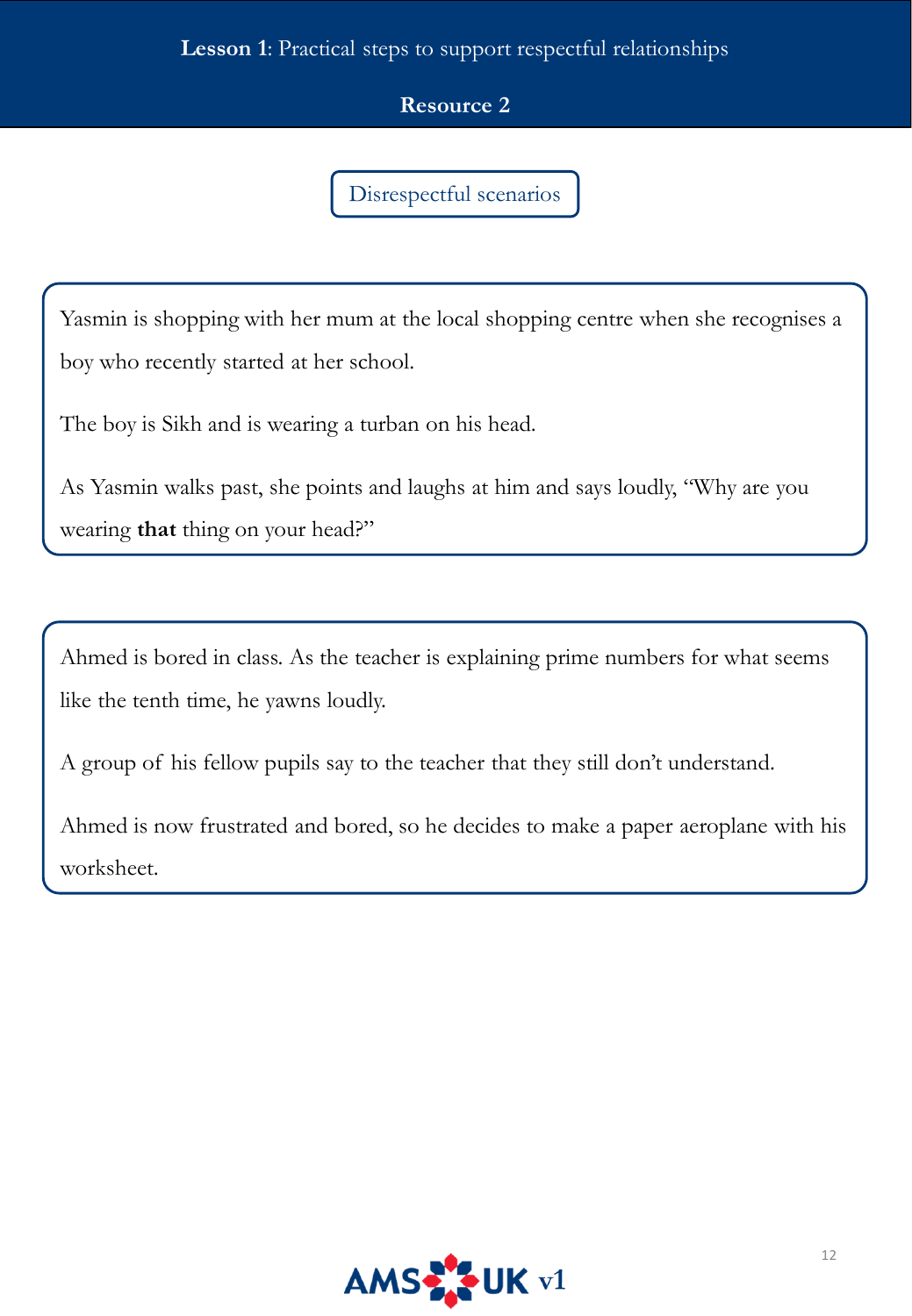**Lesson 1**: Practical steps to support respectful relationships

**Resource 2**

## Disrespectful scenarios

Yasmin is shopping with her mum at the local shopping centre when she recognises a boy who recently started at her school.

The boy is Sikh and is wearing a turban on his head.

As Yasmin walks past, she points and laughs at him and says loudly, "Why are you wearing **that** thing on your head?"

---

Ahmed is bored in class. As the teacher is explaining prime numbers for what seems like the tenth time, he yawns loudly.

A group of his fellow pupils say to the teacher that they still don't understand.

Ahmed is now frustrated and bored, so he decides to make a paper aeroplane with his worksheet.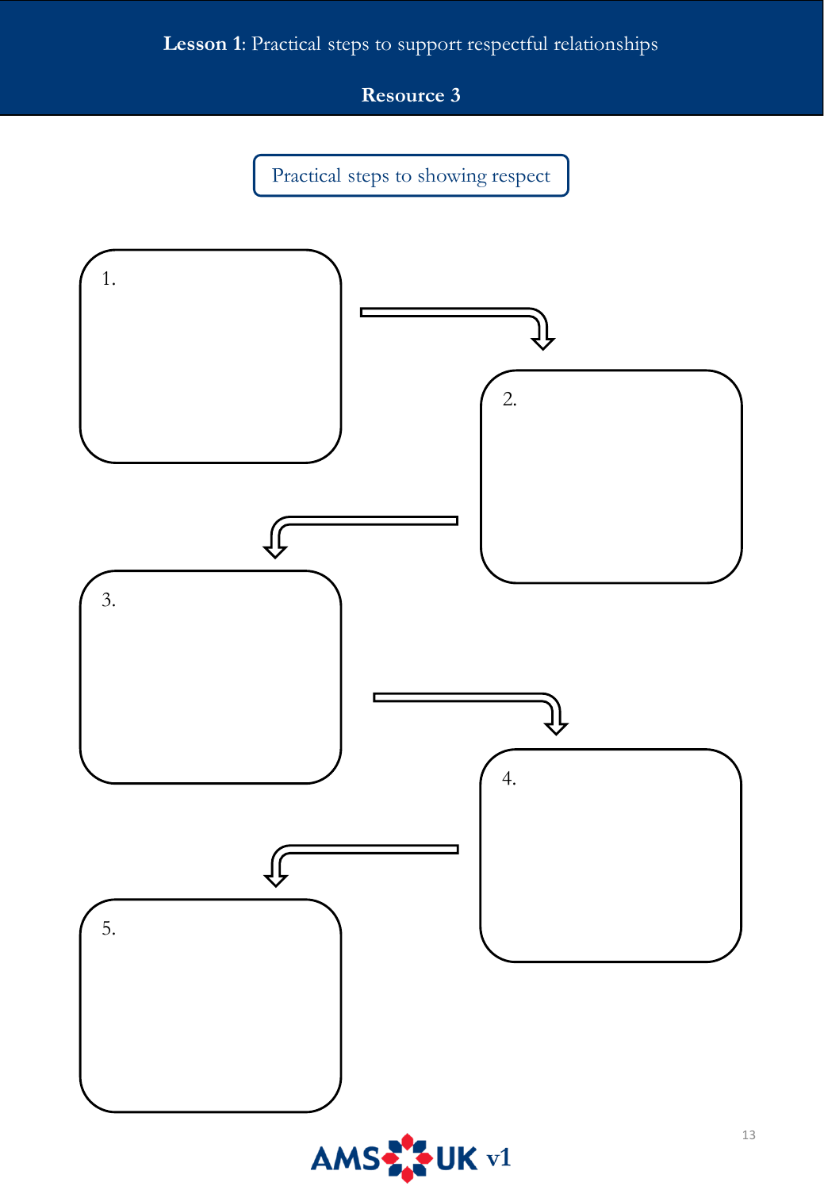**Lesson 1**: Practical steps to support respectful relationships

**Resource 3**

Practical steps to showing respect

1.

2.

3.

4.

5.

AMS UK v1